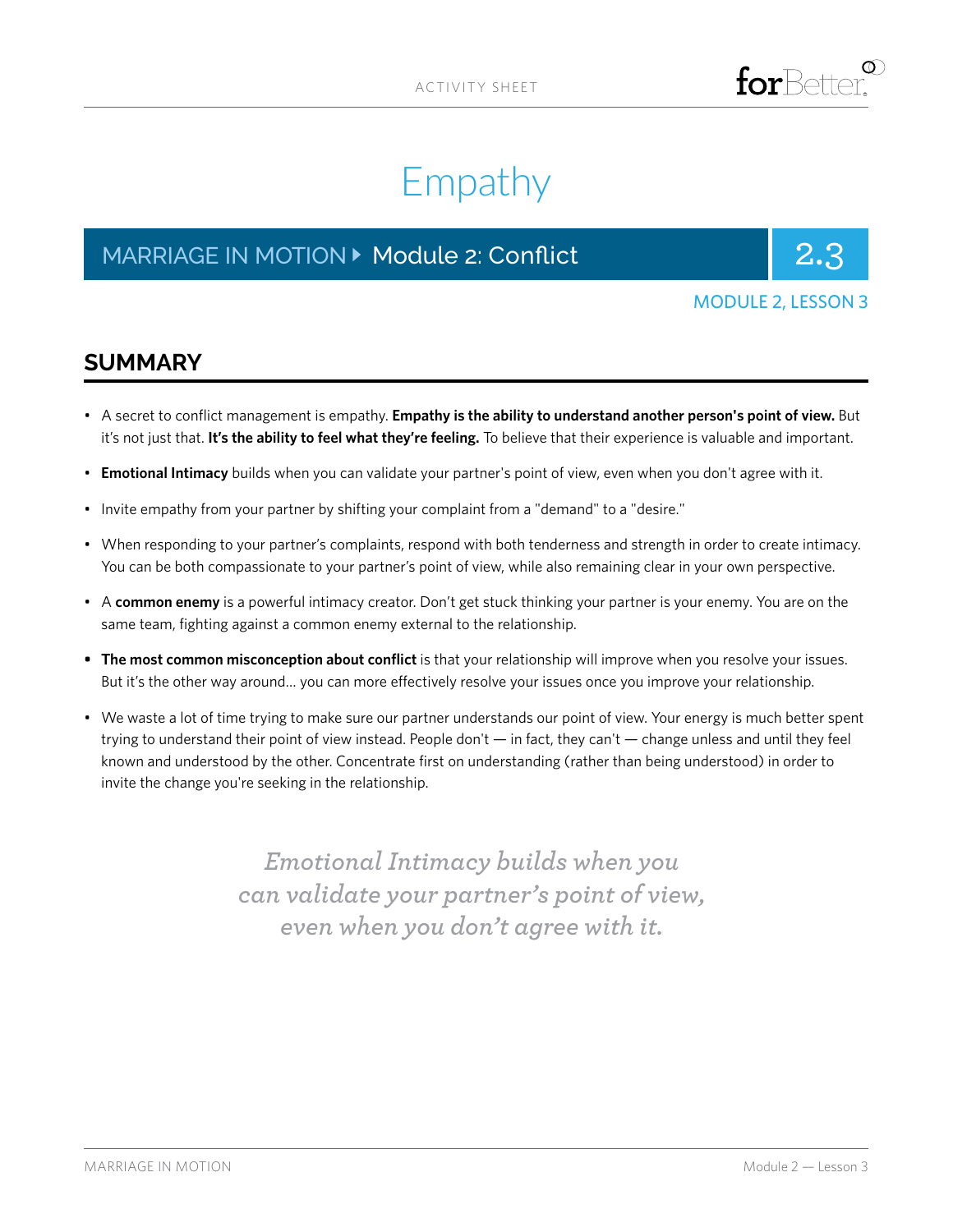ACTIVITY SHEET

# Empathy

MARRIAGE IN MOTION ▸ Module 2: Conflict **2.3**

MODULE 2, LESSON 3

## SUMMARY

- A secret to conflict management is empathy. **Empathy is the ability to understand another person's point of view.** But it's not just that. **It's the ability to feel what they're feeling.** To believe that their experience is valuable and important.
- **Emotional Intimacy** builds when you can validate your partner's point of view, even when you don't agree with it.
- Invite empathy from your partner by shifting your complaint from a "demand" to a "desire."
- When responding to your partner's complaints, respond with both tenderness and strength in order to create intimacy. You can be both compassionate to your partner's point of view, while also remaining clear in your own perspective.
- A **common enemy** is a powerful intimacy creator. Don't get stuck thinking your partner is your enemy. You are on the same team, fighting against a common enemy external to the relationship.
- **The most common misconception about conflict** is that your relationship will improve when you resolve your issues. But it's the other way around… you can more effectively resolve your issues once you improve your relationship.
- We waste a lot of time trying to make sure our partner understands our point of view. Your energy is much better spent trying to understand their point of view instead. People don't — in fact, they can't — change unless and until they feel known and understood by the other. Concentrate first on understanding (rather than being understood) in order to invite the change you're seeking in the relationship.

*Emotional Intimacy builds when you can validate your partner's point of view, even when you don't agree with it.*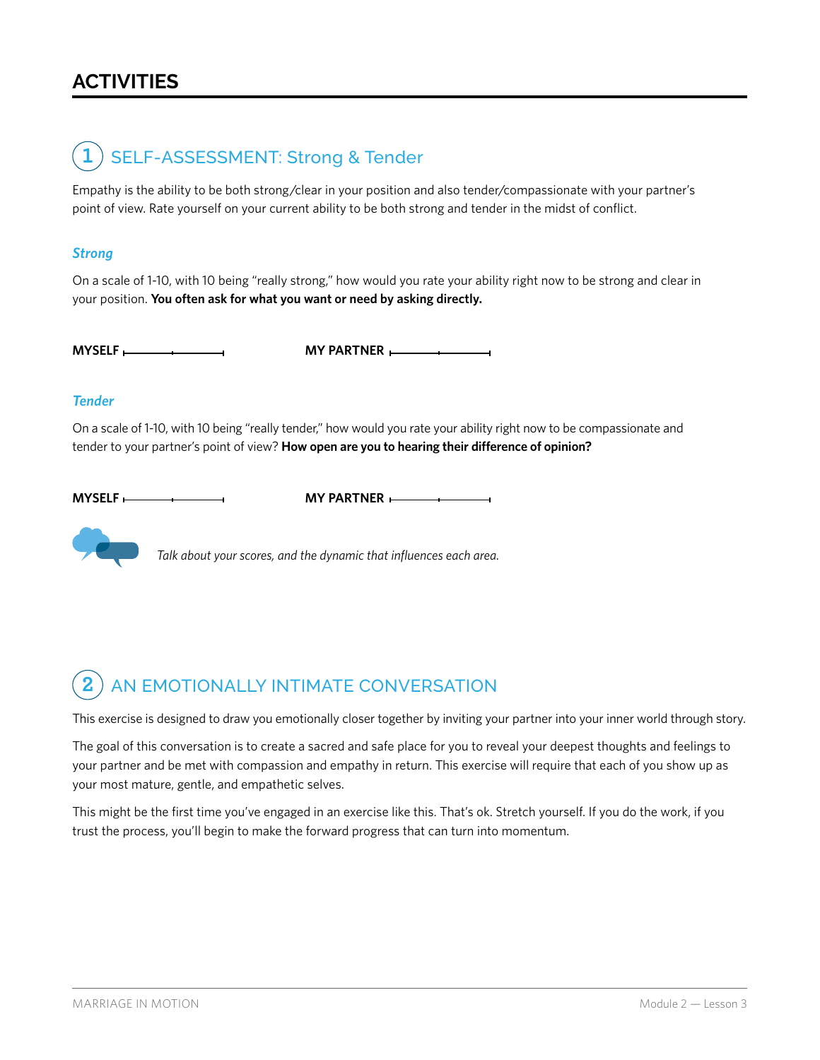# ACTIVITIES

## 1 SELF-ASSESSMENT: Strong & Tender

Empathy is the ability to be both strong/clear in your position and also tender/compassionate with your partner's point of view. Rate yourself on your current ability to be both strong and tender in the midst of conflict.

### *Strong*

On a scale of 1-10, with 10 being "really strong," how would you rate your ability right now to be strong and clear in your position. **You often ask for what you want or need by asking directly.**

**MYSELF** ____________ **MY PARTNER** ____________

### *Tender*

On a scale of 1-10, with 10 being "really tender," how would you rate your ability right now to be compassionate and tender to your partner's point of view? **How open are you to hearing their difference of opinion?**

**MYSELF** ____________ **MY PARTNER** ____________

*Talk about your scores, and the dynamic that influences each area.*

## 2 AN EMOTIONALLY INTIMATE CONVERSATION

This exercise is designed to draw you emotionally closer together by inviting your partner into your inner world through story.

The goal of this conversation is to create a sacred and safe place for you to reveal your deepest thoughts and feelings to your partner and be met with compassion and empathy in return. This exercise will require that each of you show up as your most mature, gentle, and empathetic selves.

This might be the first time you've engaged in an exercise like this. That's ok. Stretch yourself. If you do the work, if you trust the process, you'll begin to make the forward progress that can turn into momentum.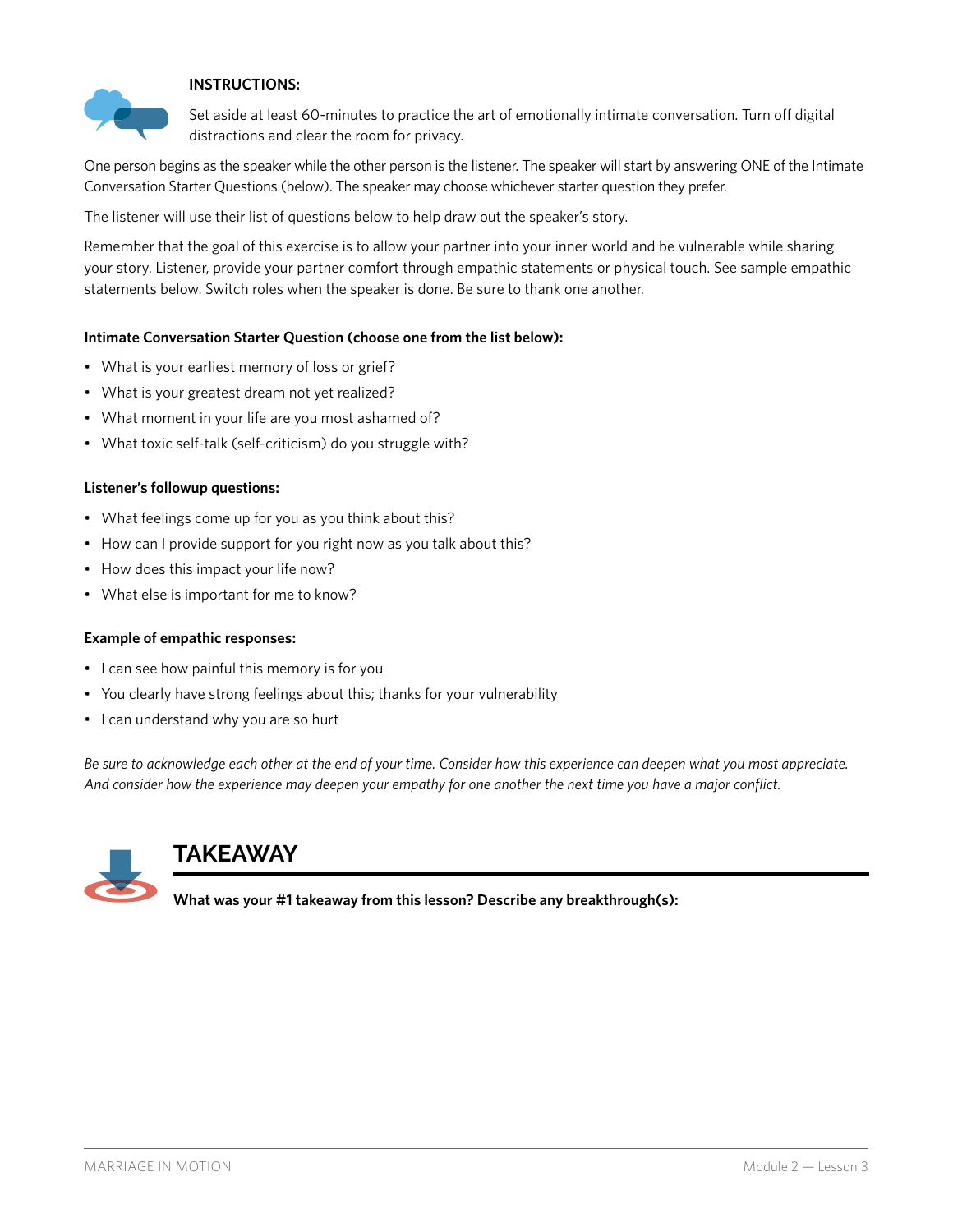**INSTRUCTIONS:**

Set aside at least 60-minutes to practice the art of emotionally intimate conversation. Turn off digital distractions and clear the room for privacy.

One person begins as the speaker while the other person is the listener. The speaker will start by answering ONE of the Intimate Conversation Starter Questions (below). The speaker may choose whichever starter question they prefer.

The listener will use their list of questions below to help draw out the speaker's story.

Remember that the goal of this exercise is to allow your partner into your inner world and be vulnerable while sharing your story. Listener, provide your partner comfort through empathic statements or physical touch. See sample empathic statements below. Switch roles when the speaker is done. Be sure to thank one another.

**Intimate Conversation Starter Question (choose one from the list below):**

- What is your earliest memory of loss or grief?
- What is your greatest dream not yet realized?
- What moment in your life are you most ashamed of?
- What toxic self-talk (self-criticism) do you struggle with?

**Listener's followup questions:**

- What feelings come up for you as you think about this?
- How can I provide support for you right now as you talk about this?
- How does this impact your life now?
- What else is important for me to know?

**Example of empathic responses:**

- I can see how painful this memory is for you
- You clearly have strong feelings about this; thanks for your vulnerability
- I can understand why you are so hurt

*Be sure to acknowledge each other at the end of your time. Consider how this experience can deepen what you most appreciate. And consider how the experience may deepen your empathy for one another the next time you have a major conflict.*

## TAKEAWAY

**What was your #1 takeaway from this lesson? Describe any breakthrough(s):**